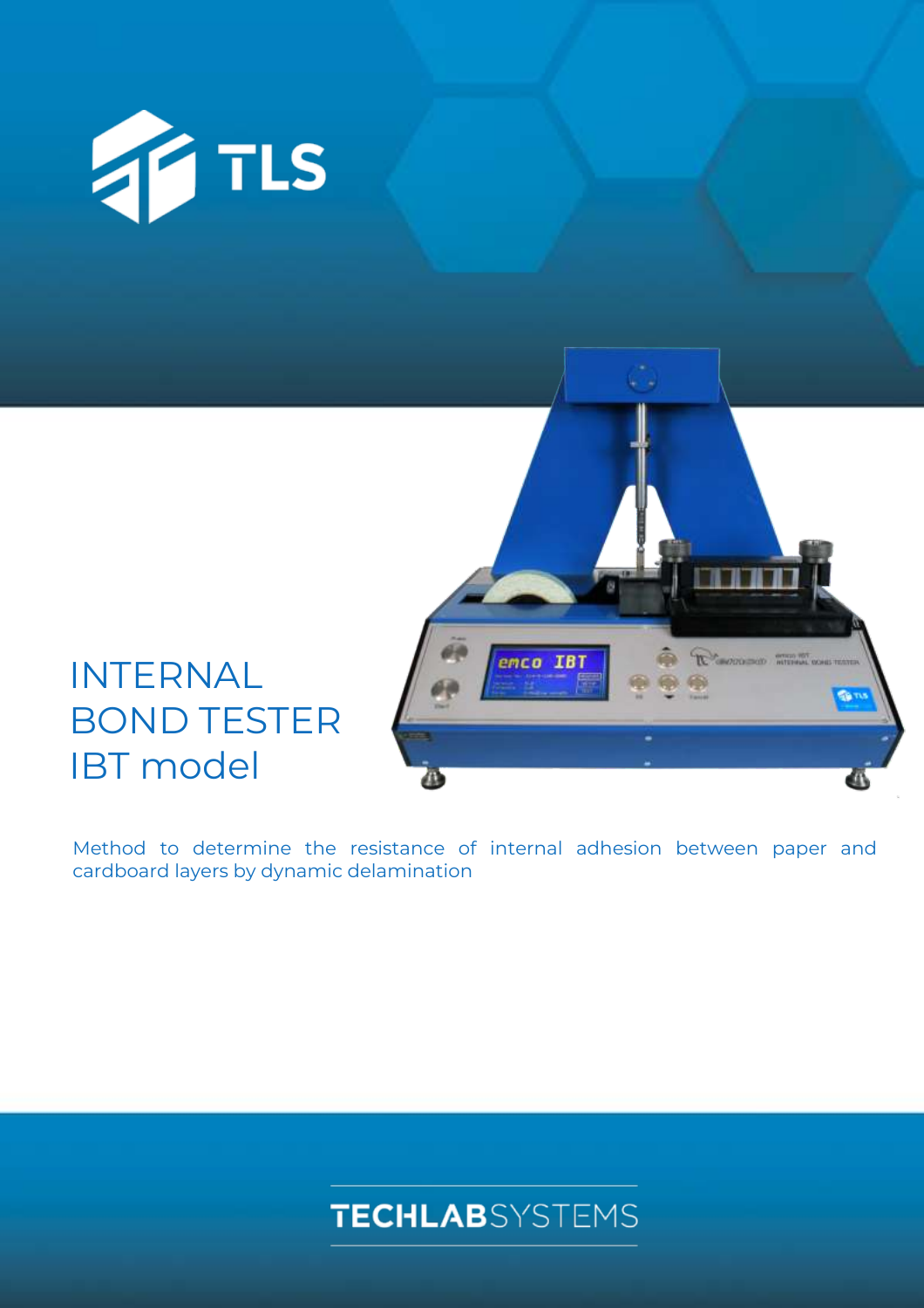TLS

# INTERNAL BOND TESTER IBT model

Method to determine the resistance of internal adhesion between paper and cardboard layers by dynamic delamination

TECHLABSYSTEMS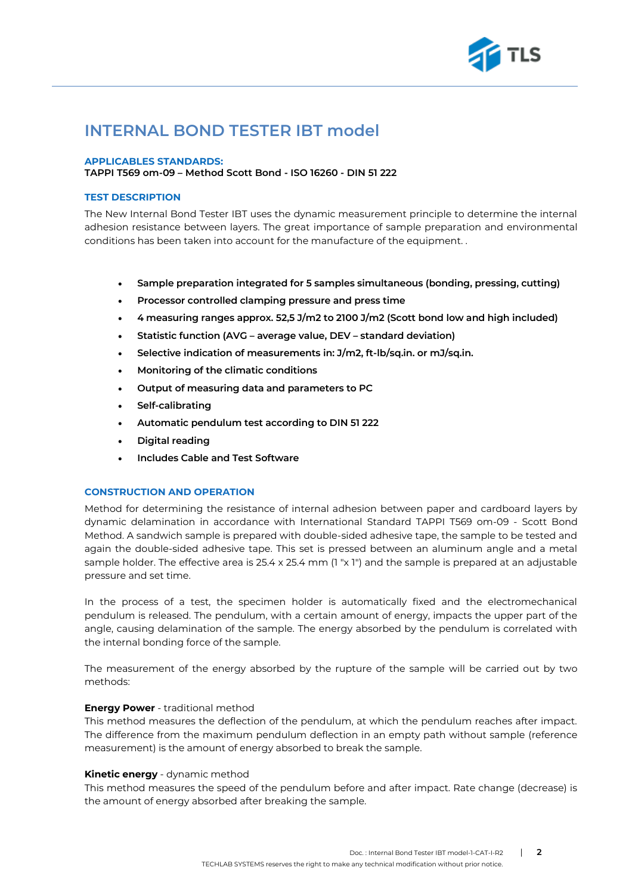# INTERNAL BOND TESTER IBT model

**APPLICABLES STANDARDS:**

**TAPPI T569 om-09 – Method Scott Bond - ISO 16260 - DIN 51 222**

**TEST DESCRIPTION**

The New Internal Bond Tester IBT uses the dynamic measurement principle to determine the internal adhesion resistance between layers. The great importance of sample preparation and environmental conditions has been taken into account for the manufacture of the equipment. .

- **Sample preparation integrated for 5 samples simultaneous (bonding, pressing, cutting)**
- **Processor controlled clamping pressure and press time**
- **4 measuring ranges approx. 52,5 J/m2 to 2100 J/m2 (Scott bond low and high included)**
- **Statistic function (AVG – average value, DEV – standard deviation)**
- **Selective indication of measurements in: J/m2, ft-lb/sq.in. or mJ/sq.in.**
- **Monitoring of the climatic conditions**
- **Output of measuring data and parameters to PC**
- **Self-calibrating**
- **Automatic pendulum test according to DIN 51 222**
- **Digital reading**
- **Includes Cable and Test Software**

**CONSTRUCTION AND OPERATION**

Method for determining the resistance of internal adhesion between paper and cardboard layers by dynamic delamination in accordance with International Standard TAPPI T569 om-09 - Scott Bond Method. A sandwich sample is prepared with double-sided adhesive tape, the sample to be tested and again the double-sided adhesive tape. This set is pressed between an aluminum angle and a metal sample holder. The effective area is 25.4 x 25.4 mm (1 "x 1") and the sample is prepared at an adjustable pressure and set time.

In the process of a test, the specimen holder is automatically fixed and the electromechanical pendulum is released. The pendulum, with a certain amount of energy, impacts the upper part of the angle, causing delamination of the sample. The energy absorbed by the pendulum is correlated with the internal bonding force of the sample.

The measurement of the energy absorbed by the rupture of the sample will be carried out by two methods:

**Energy Power** - traditional method

This method measures the deflection of the pendulum, at which the pendulum reaches after impact. The difference from the maximum pendulum deflection in an empty path without sample (reference measurement) is the amount of energy absorbed to break the sample.

**Kinetic energy** - dynamic method

This method measures the speed of the pendulum before and after impact. Rate change (decrease) is the amount of energy absorbed after breaking the sample.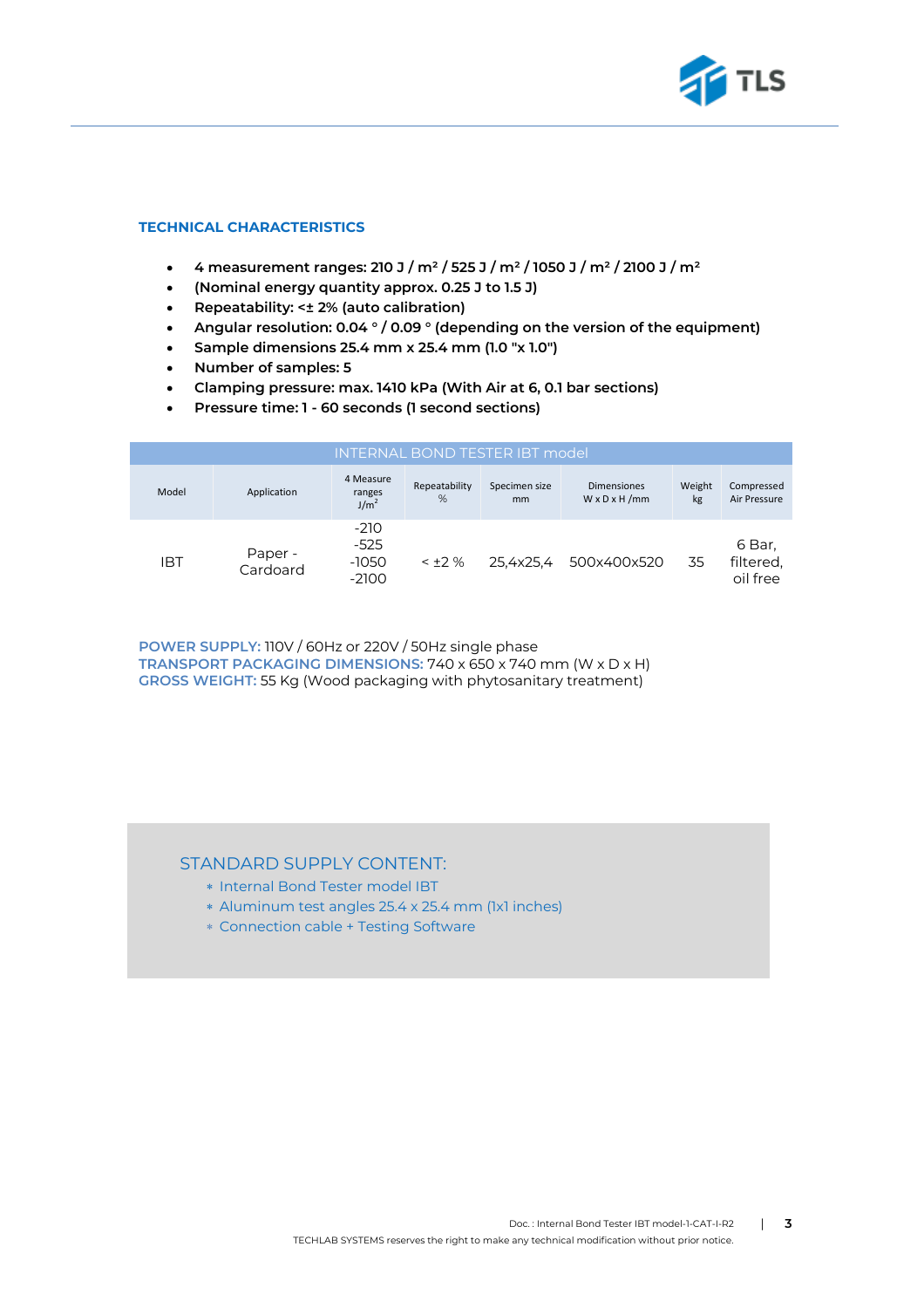## TECHNICAL CHARACTERISTICS

- **4 measurement ranges: 210 J / m² / 525 J / m² / 1050 J / m² / 2100 J / m²**
- **(Nominal energy quantity approx. 0.25 J to 1.5 J)**
- **Repeatability: <± 2% (auto calibration)**
- **Angular resolution: 0.04 ° / 0.09 ° (depending on the version of the equipment)**
- **Sample dimensions 25.4 mm x 25.4 mm (1.0 "x 1.0")**
- **Number of samples: 5**
- **Clamping pressure: max. 1410 kPa (With Air at 6, 0.1 bar sections)**
- **Pressure time: 1 - 60 seconds (1 second sections)**

| INTERNAL BOND TESTER IBT model | | | | | | | |
|---|---|---|---|---|---|---|---|
| Model | Application | 4 Measure ranges J/m² | Repeatability % | Specimen size mm | Dimensiones W x D x H /mm | Weight kg | Compressed Air Pressure |
| IBT | Paper - Cardoard | -210<br>-525<br>-1050<br>-2100 | < ±2 % | 25,4x25,4 | 500x400x520 | 35 | 6 Bar, filtered, oil free |

**POWER SUPPLY:** 110V / 60Hz or 220V / 50Hz single phase
**TRANSPORT PACKAGING DIMENSIONS:** 740 x 650 x 740 mm (W x D x H)
**GROSS WEIGHT:** 55 Kg (Wood packaging with phytosanitary treatment)

## STANDARD SUPPLY CONTENT:

- Internal Bond Tester model IBT
- Aluminum test angles 25.4 x 25.4 mm (1x1 inches)
- Connection cable + Testing Software

Doc. : Internal Bond Tester IBT model-1-CAT-I-R2

TECHLAB SYSTEMS reserves the right to make any technical modification without prior notice.